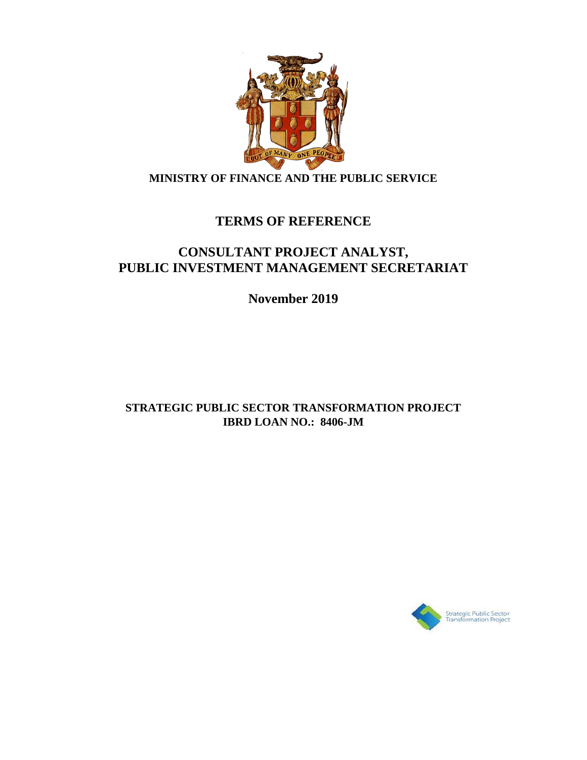**MINISTRY OF FINANCE AND THE PUBLIC SERVICE**

# TERMS OF REFERENCE

# CONSULTANT PROJECT ANALYST, PUBLIC INVESTMENT MANAGEMENT SECRETARIAT

**November 2019**

**STRATEGIC PUBLIC SECTOR TRANSFORMATION PROJECT**
**IBRD LOAN NO.: 8406-JM**

Strategic Public Sector Transformation Project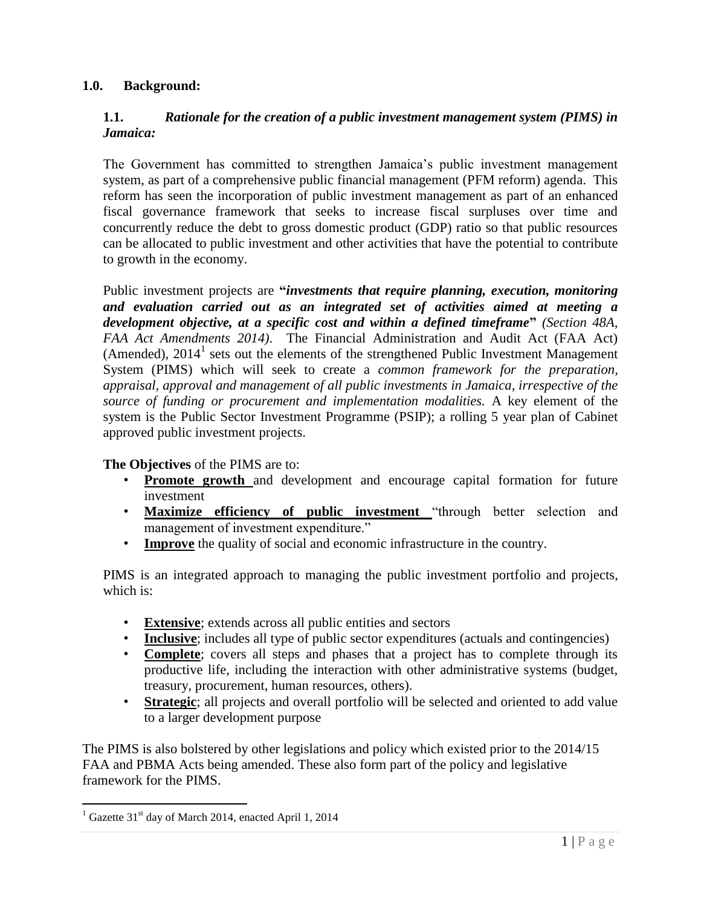## 1.0. Background:

### 1.1. *Rationale for the creation of a public investment management system (PIMS) in Jamaica:*

The Government has committed to strengthen Jamaica's public investment management system, as part of a comprehensive public financial management (PFM reform) agenda. This reform has seen the incorporation of public investment management as part of an enhanced fiscal governance framework that seeks to increase fiscal surpluses over time and concurrently reduce the debt to gross domestic product (GDP) ratio so that public resources can be allocated to public investment and other activities that have the potential to contribute to growth in the economy.

Public investment projects are **"*investments that require planning, execution, monitoring and evaluation carried out as an integrated set of activities aimed at meeting a development objective, at a specific cost and within a defined timeframe*"** *(Section 48A, FAA Act Amendments 2014)*. The Financial Administration and Audit Act (FAA Act) (Amended), 2014[1] sets out the elements of the strengthened Public Investment Management System (PIMS) which will seek to create a *common framework for the preparation, appraisal, approval and management of all public investments in Jamaica, irrespective of the source of funding or procurement and implementation modalities.* A key element of the system is the Public Sector Investment Programme (PSIP); a rolling 5 year plan of Cabinet approved public investment projects.

**The Objectives** of the PIMS are to:

- **Promote growth** and development and encourage capital formation for future investment
- **Maximize efficiency of public investment** "through better selection and management of investment expenditure."
- **Improve** the quality of social and economic infrastructure in the country.

PIMS is an integrated approach to managing the public investment portfolio and projects, which is:

- **Extensive**; extends across all public entities and sectors
- **Inclusive**; includes all type of public sector expenditures (actuals and contingencies)
- **Complete**; covers all steps and phases that a project has to complete through its productive life, including the interaction with other administrative systems (budget, treasury, procurement, human resources, others).
- **Strategic**; all projects and overall portfolio will be selected and oriented to add value to a larger development purpose

The PIMS is also bolstered by other legislations and policy which existed prior to the 2014/15 FAA and PBMA Acts being amended. These also form part of the policy and legislative framework for the PIMS.

[1] Gazette 31st day of March 2014, enacted April 1, 2014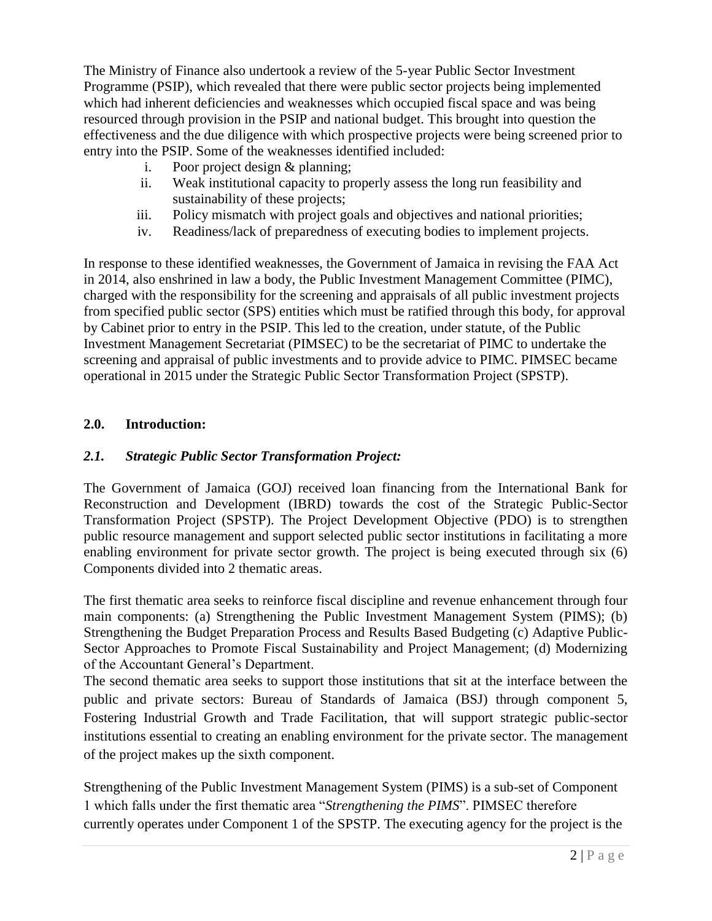The Ministry of Finance also undertook a review of the 5-year Public Sector Investment Programme (PSIP), which revealed that there were public sector projects being implemented which had inherent deficiencies and weaknesses which occupied fiscal space and was being resourced through provision in the PSIP and national budget. This brought into question the effectiveness and the due diligence with which prospective projects were being screened prior to entry into the PSIP. Some of the weaknesses identified included:

i. Poor project design & planning;
ii. Weak institutional capacity to properly assess the long run feasibility and sustainability of these projects;
iii. Policy mismatch with project goals and objectives and national priorities;
iv. Readiness/lack of preparedness of executing bodies to implement projects.

In response to these identified weaknesses, the Government of Jamaica in revising the FAA Act in 2014, also enshrined in law a body, the Public Investment Management Committee (PIMC), charged with the responsibility for the screening and appraisals of all public investment projects from specified public sector (SPS) entities which must be ratified through this body, for approval by Cabinet prior to entry in the PSIP. This led to the creation, under statute, of the Public Investment Management Secretariat (PIMSEC) to be the secretariat of PIMC to undertake the screening and appraisal of public investments and to provide advice to PIMC. PIMSEC became operational in 2015 under the Strategic Public Sector Transformation Project (SPSTP).

## 2.0. Introduction:

### *2.1. Strategic Public Sector Transformation Project:*

The Government of Jamaica (GOJ) received loan financing from the International Bank for Reconstruction and Development (IBRD) towards the cost of the Strategic Public-Sector Transformation Project (SPSTP). The Project Development Objective (PDO) is to strengthen public resource management and support selected public sector institutions in facilitating a more enabling environment for private sector growth. The project is being executed through six (6) Components divided into 2 thematic areas.

The first thematic area seeks to reinforce fiscal discipline and revenue enhancement through four main components: (a) Strengthening the Public Investment Management System (PIMS); (b) Strengthening the Budget Preparation Process and Results Based Budgeting (c) Adaptive Public-Sector Approaches to Promote Fiscal Sustainability and Project Management; (d) Modernizing of the Accountant General's Department.

The second thematic area seeks to support those institutions that sit at the interface between the public and private sectors: Bureau of Standards of Jamaica (BSJ) through component 5, Fostering Industrial Growth and Trade Facilitation, that will support strategic public-sector institutions essential to creating an enabling environment for the private sector. The management of the project makes up the sixth component.

Strengthening of the Public Investment Management System (PIMS) is a sub-set of Component 1 which falls under the first thematic area "*Strengthening the PIMS*". PIMSEC therefore currently operates under Component 1 of the SPSTP. The executing agency for the project is the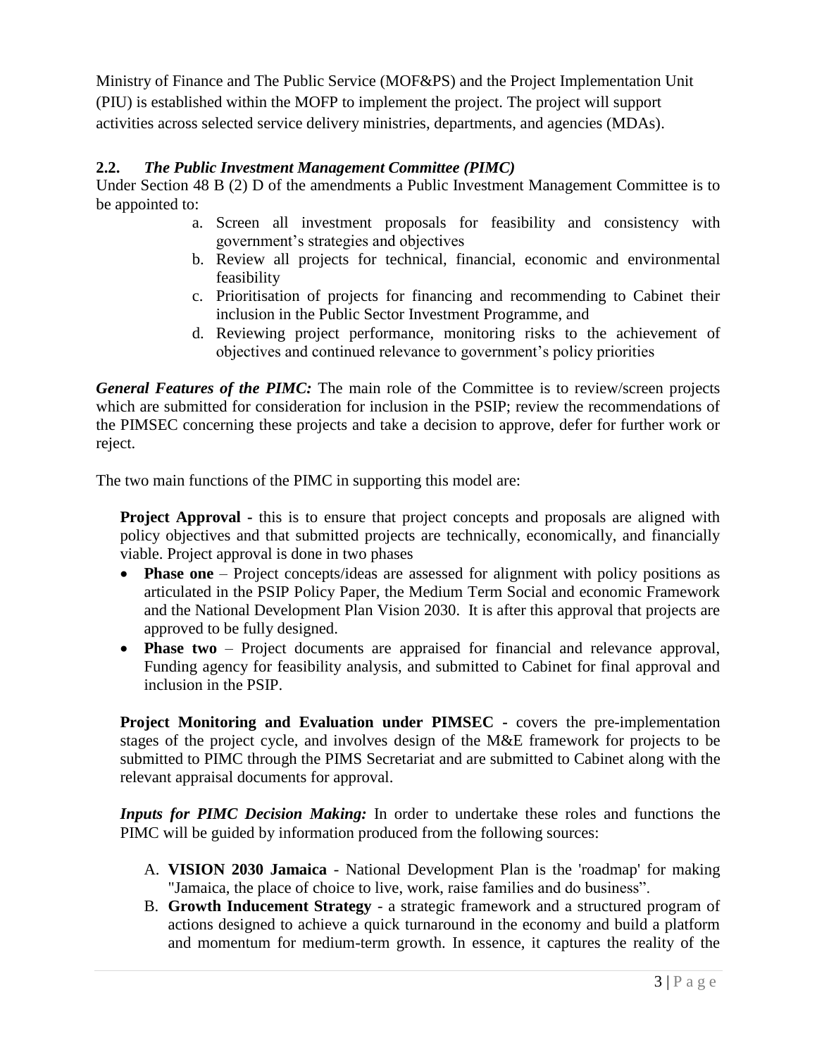Ministry of Finance and The Public Service (MOF&PS) and the Project Implementation Unit (PIU) is established within the MOFP to implement the project. The project will support activities across selected service delivery ministries, departments, and agencies (MDAs).

### 2.2. *The Public Investment Management Committee (PIMC)*

Under Section 48 B (2) D of the amendments a Public Investment Management Committee is to be appointed to:

a. Screen all investment proposals for feasibility and consistency with government's strategies and objectives
b. Review all projects for technical, financial, economic and environmental feasibility
c. Prioritisation of projects for financing and recommending to Cabinet their inclusion in the Public Sector Investment Programme, and
d. Reviewing project performance, monitoring risks to the achievement of objectives and continued relevance to government's policy priorities

***General Features of the PIMC:*** The main role of the Committee is to review/screen projects which are submitted for consideration for inclusion in the PSIP; review the recommendations of the PIMSEC concerning these projects and take a decision to approve, defer for further work or reject.

The two main functions of the PIMC in supporting this model are:

**Project Approval -** this is to ensure that project concepts and proposals are aligned with policy objectives and that submitted projects are technically, economically, and financially viable. Project approval is done in two phases

- **Phase one** – Project concepts/ideas are assessed for alignment with policy positions as articulated in the PSIP Policy Paper, the Medium Term Social and economic Framework and the National Development Plan Vision 2030. It is after this approval that projects are approved to be fully designed.
- **Phase two** – Project documents are appraised for financial and relevance approval, Funding agency for feasibility analysis, and submitted to Cabinet for final approval and inclusion in the PSIP.

**Project Monitoring and Evaluation under PIMSEC -** covers the pre-implementation stages of the project cycle, and involves design of the M&E framework for projects to be submitted to PIMC through the PIMS Secretariat and are submitted to Cabinet along with the relevant appraisal documents for approval.

***Inputs for PIMC Decision Making:*** In order to undertake these roles and functions the PIMC will be guided by information produced from the following sources:

A. **VISION 2030 Jamaica** - National Development Plan is the 'roadmap' for making "Jamaica, the place of choice to live, work, raise families and do business".
B. **Growth Inducement Strategy** - a strategic framework and a structured program of actions designed to achieve a quick turnaround in the economy and build a platform and momentum for medium-term growth. In essence, it captures the reality of the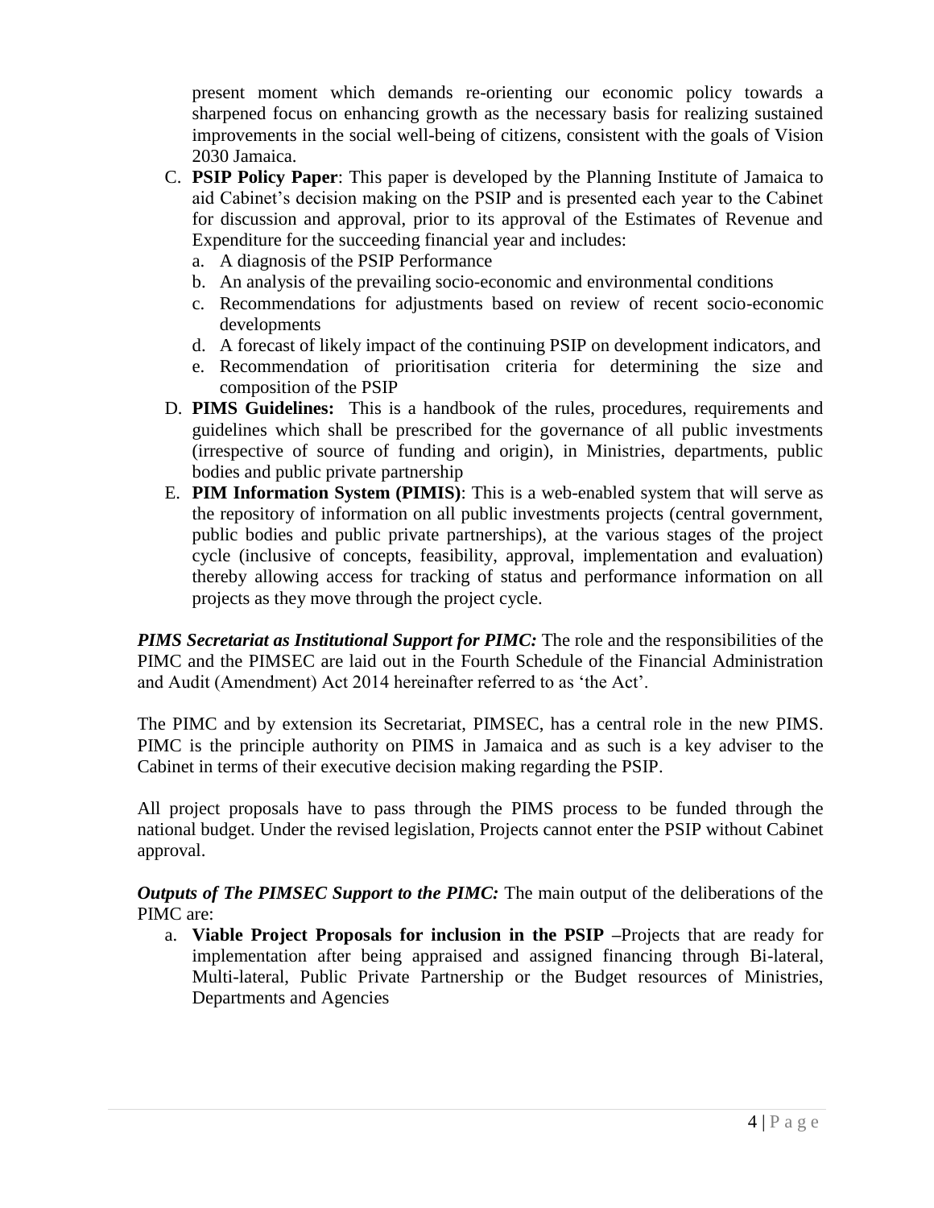present moment which demands re-orienting our economic policy towards a sharpened focus on enhancing growth as the necessary basis for realizing sustained improvements in the social well-being of citizens, consistent with the goals of Vision 2030 Jamaica.

C. **PSIP Policy Paper**: This paper is developed by the Planning Institute of Jamaica to aid Cabinet's decision making on the PSIP and is presented each year to the Cabinet for discussion and approval, prior to its approval of the Estimates of Revenue and Expenditure for the succeeding financial year and includes:
   a. A diagnosis of the PSIP Performance
   b. An analysis of the prevailing socio-economic and environmental conditions
   c. Recommendations for adjustments based on review of recent socio-economic developments
   d. A forecast of likely impact of the continuing PSIP on development indicators, and
   e. Recommendation of prioritisation criteria for determining the size and composition of the PSIP
D. **PIMS Guidelines:** This is a handbook of the rules, procedures, requirements and guidelines which shall be prescribed for the governance of all public investments (irrespective of source of funding and origin), in Ministries, departments, public bodies and public private partnership
E. **PIM Information System (PIMIS)**: This is a web-enabled system that will serve as the repository of information on all public investments projects (central government, public bodies and public private partnerships), at the various stages of the project cycle (inclusive of concepts, feasibility, approval, implementation and evaluation) thereby allowing access for tracking of status and performance information on all projects as they move through the project cycle.

***PIMS Secretariat as Institutional Support for PIMC:*** The role and the responsibilities of the PIMC and the PIMSEC are laid out in the Fourth Schedule of the Financial Administration and Audit (Amendment) Act 2014 hereinafter referred to as 'the Act'.

The PIMC and by extension its Secretariat, PIMSEC, has a central role in the new PIMS. PIMC is the principle authority on PIMS in Jamaica and as such is a key adviser to the Cabinet in terms of their executive decision making regarding the PSIP.

All project proposals have to pass through the PIMS process to be funded through the national budget. Under the revised legislation, Projects cannot enter the PSIP without Cabinet approval.

***Outputs of The PIMSEC Support to the PIMC:*** The main output of the deliberations of the PIMC are:

a. **Viable Project Proposals for inclusion in the PSIP –**Projects that are ready for implementation after being appraised and assigned financing through Bi-lateral, Multi-lateral, Public Private Partnership or the Budget resources of Ministries, Departments and Agencies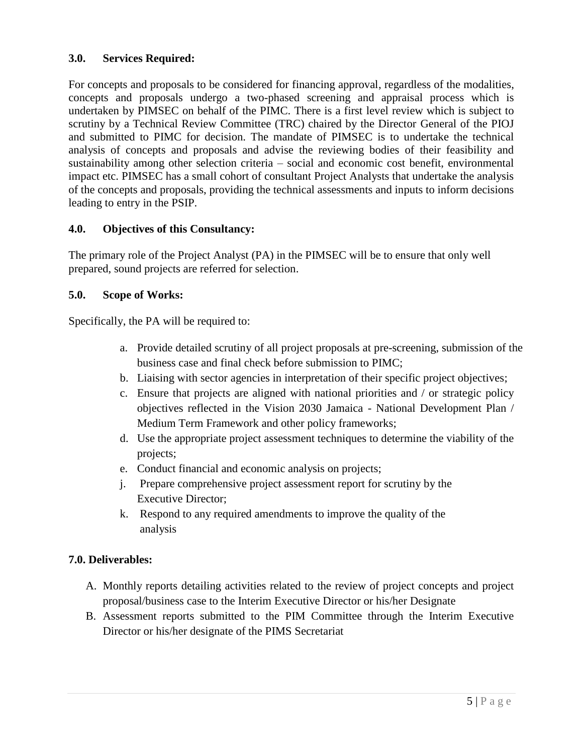### 3.0. Services Required:

For concepts and proposals to be considered for financing approval, regardless of the modalities, concepts and proposals undergo a two-phased screening and appraisal process which is undertaken by PIMSEC on behalf of the PIMC. There is a first level review which is subject to scrutiny by a Technical Review Committee (TRC) chaired by the Director General of the PIOJ and submitted to PIMC for decision. The mandate of PIMSEC is to undertake the technical analysis of concepts and proposals and advise the reviewing bodies of their feasibility and sustainability among other selection criteria – social and economic cost benefit, environmental impact etc. PIMSEC has a small cohort of consultant Project Analysts that undertake the analysis of the concepts and proposals, providing the technical assessments and inputs to inform decisions leading to entry in the PSIP.

### 4.0. Objectives of this Consultancy:

The primary role of the Project Analyst (PA) in the PIMSEC will be to ensure that only well prepared, sound projects are referred for selection.

### 5.0. Scope of Works:

Specifically, the PA will be required to:

a. Provide detailed scrutiny of all project proposals at pre-screening, submission of the business case and final check before submission to PIMC;
b. Liaising with sector agencies in interpretation of their specific project objectives;
c. Ensure that projects are aligned with national priorities and / or strategic policy objectives reflected in the Vision 2030 Jamaica - National Development Plan / Medium Term Framework and other policy frameworks;
d. Use the appropriate project assessment techniques to determine the viability of the projects;
e. Conduct financial and economic analysis on projects;
j. Prepare comprehensive project assessment report for scrutiny by the Executive Director;
k. Respond to any required amendments to improve the quality of the analysis

### 7.0. Deliverables:

A. Monthly reports detailing activities related to the review of project concepts and project proposal/business case to the Interim Executive Director or his/her Designate
B. Assessment reports submitted to the PIM Committee through the Interim Executive Director or his/her designate of the PIMS Secretariat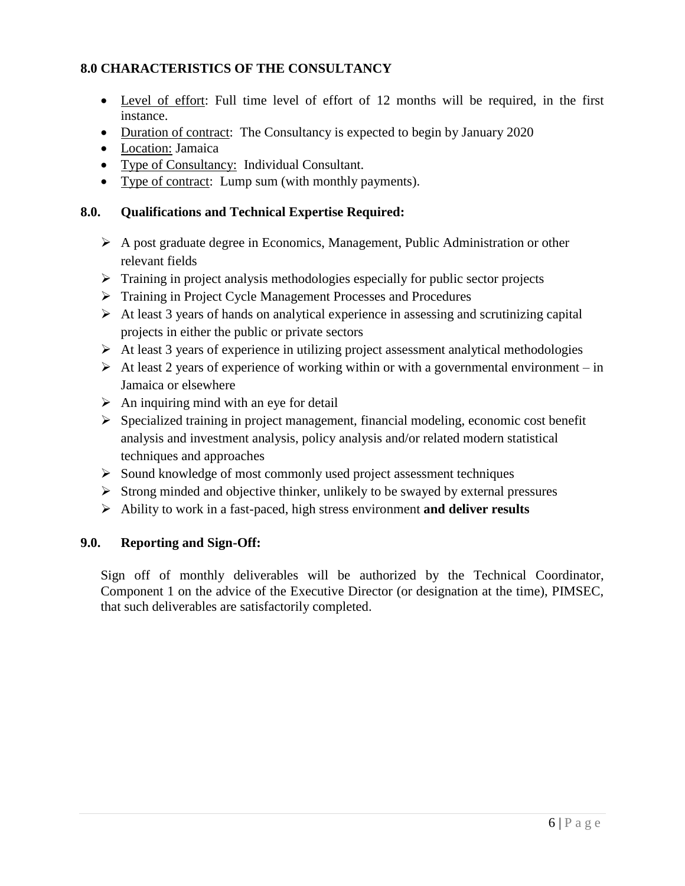## 8.0 CHARACTERISTICS OF THE CONSULTANCY

- Level of effort: Full time level of effort of 12 months will be required, in the first instance.
- Duration of contract: The Consultancy is expected to begin by January 2020
- Location: Jamaica
- Type of Consultancy: Individual Consultant.
- Type of contract: Lump sum (with monthly payments).

## 8.0. Qualifications and Technical Expertise Required:

- A post graduate degree in Economics, Management, Public Administration or other relevant fields
- Training in project analysis methodologies especially for public sector projects
- Training in Project Cycle Management Processes and Procedures
- At least 3 years of hands on analytical experience in assessing and scrutinizing capital projects in either the public or private sectors
- At least 3 years of experience in utilizing project assessment analytical methodologies
- At least 2 years of experience of working within or with a governmental environment – in Jamaica or elsewhere
- An inquiring mind with an eye for detail
- Specialized training in project management, financial modeling, economic cost benefit analysis and investment analysis, policy analysis and/or related modern statistical techniques and approaches
- Sound knowledge of most commonly used project assessment techniques
- Strong minded and objective thinker, unlikely to be swayed by external pressures
- Ability to work in a fast-paced, high stress environment **and deliver results**

## 9.0. Reporting and Sign-Off:

Sign off of monthly deliverables will be authorized by the Technical Coordinator, Component 1 on the advice of the Executive Director (or designation at the time), PIMSEC, that such deliverables are satisfactorily completed.